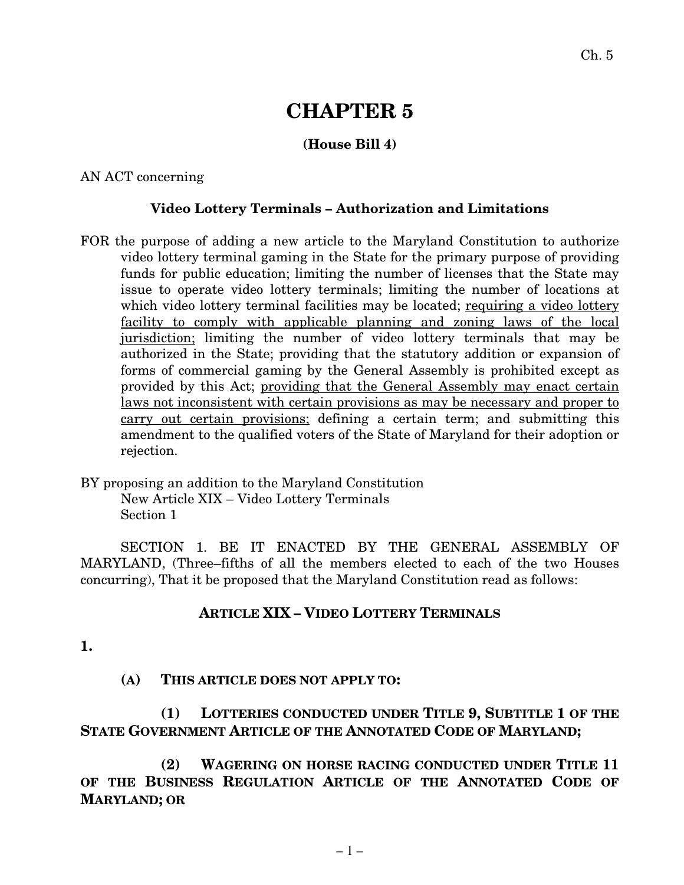# CHAPTER 5

**(House Bill 4)**

AN ACT concerning

**Video Lottery Terminals – Authorization and Limitations**

FOR the purpose of adding a new article to the Maryland Constitution to authorize video lottery terminal gaming in the State for the primary purpose of providing funds for public education; limiting the number of licenses that the State may issue to operate video lottery terminals; limiting the number of locations at which video lottery terminal facilities may be located; <u>requiring a video lottery facility to comply with applicable planning and zoning laws of the local jurisdiction;</u> limiting the number of video lottery terminals that may be authorized in the State; providing that the statutory addition or expansion of forms of commercial gaming by the General Assembly is prohibited except as provided by this Act; <u>providing that the General Assembly may enact certain laws not inconsistent with certain provisions as may be necessary and proper to carry out certain provisions;</u> defining a certain term; and submitting this amendment to the qualified voters of the State of Maryland for their adoption or rejection.

BY proposing an addition to the Maryland Constitution
New Article XIX – Video Lottery Terminals
Section 1

SECTION 1. BE IT ENACTED BY THE GENERAL ASSEMBLY OF MARYLAND, (Three–fifths of all the members elected to each of the two Houses concurring), That it be proposed that the Maryland Constitution read as follows:

**ARTICLE XIX – VIDEO LOTTERY TERMINALS**

**1.**

**(A) THIS ARTICLE DOES NOT APPLY TO:**

**(1) LOTTERIES CONDUCTED UNDER TITLE 9, SUBTITLE 1 OF THE STATE GOVERNMENT ARTICLE OF THE ANNOTATED CODE OF MARYLAND;**

**(2) WAGERING ON HORSE RACING CONDUCTED UNDER TITLE 11 OF THE BUSINESS REGULATION ARTICLE OF THE ANNOTATED CODE OF MARYLAND; OR**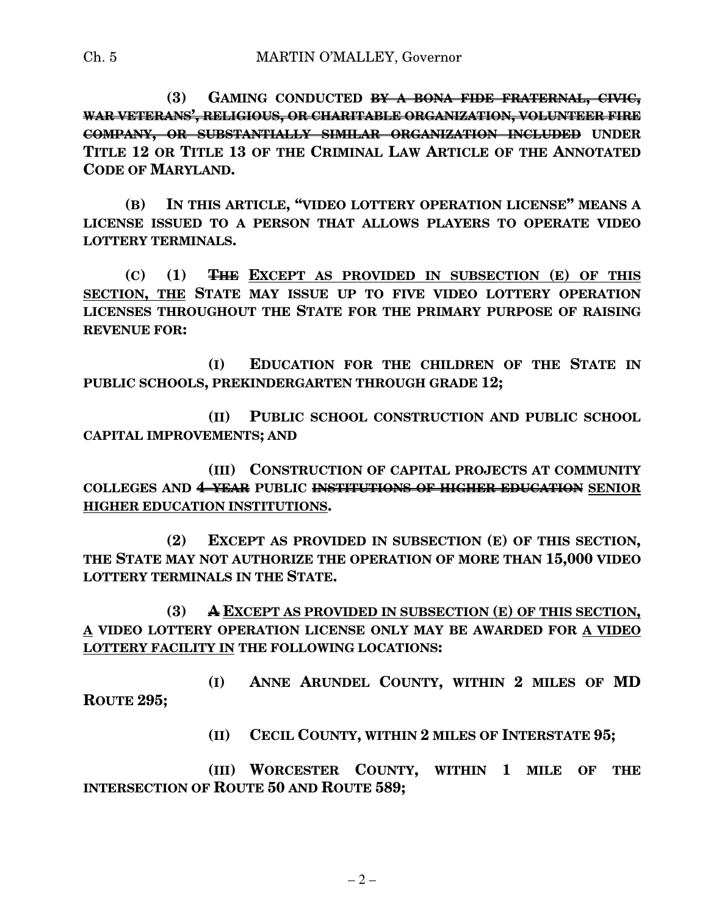**(3) GAMING CONDUCTED ~~BY A BONA FIDE FRATERNAL, CIVIC, WAR VETERANS', RELIGIOUS, OR CHARITABLE ORGANIZATION, VOLUNTEER FIRE COMPANY, OR SUBSTANTIALLY SIMILAR ORGANIZATION INCLUDED~~ UNDER TITLE 12 OR TITLE 13 OF THE CRIMINAL LAW ARTICLE OF THE ANNOTATED CODE OF MARYLAND.**

**(B) IN THIS ARTICLE, "VIDEO LOTTERY OPERATION LICENSE" MEANS A LICENSE ISSUED TO A PERSON THAT ALLOWS PLAYERS TO OPERATE VIDEO LOTTERY TERMINALS.**

**(C) (1) ~~THE~~ <u>EXCEPT AS PROVIDED IN SUBSECTION (E) OF THIS SECTION, THE</u> STATE MAY ISSUE UP TO FIVE VIDEO LOTTERY OPERATION LICENSES THROUGHOUT THE STATE FOR THE PRIMARY PURPOSE OF RAISING REVENUE FOR:**

**(I) EDUCATION FOR THE CHILDREN OF THE STATE IN PUBLIC SCHOOLS, PREKINDERGARTEN THROUGH GRADE 12;**

**(II) PUBLIC SCHOOL CONSTRUCTION AND PUBLIC SCHOOL CAPITAL IMPROVEMENTS; AND**

**(III) CONSTRUCTION OF CAPITAL PROJECTS AT COMMUNITY COLLEGES AND ~~4–YEAR~~ PUBLIC ~~INSTITUTIONS OF HIGHER EDUCATION~~ <u>SENIOR HIGHER EDUCATION INSTITUTIONS</u>.**

**(2) EXCEPT AS PROVIDED IN SUBSECTION (E) OF THIS SECTION, THE STATE MAY NOT AUTHORIZE THE OPERATION OF MORE THAN 15,000 VIDEO LOTTERY TERMINALS IN THE STATE.**

**(3) ~~A~~ <u>EXCEPT AS PROVIDED IN SUBSECTION (E) OF THIS SECTION, A</u> VIDEO LOTTERY OPERATION LICENSE ONLY MAY BE AWARDED FOR <u>A VIDEO LOTTERY FACILITY IN</u> THE FOLLOWING LOCATIONS:**

**(I) ANNE ARUNDEL COUNTY, WITHIN 2 MILES OF MD ROUTE 295;**

**(II) CECIL COUNTY, WITHIN 2 MILES OF INTERSTATE 95;**

**(III) WORCESTER COUNTY, WITHIN 1 MILE OF THE INTERSECTION OF ROUTE 50 AND ROUTE 589;**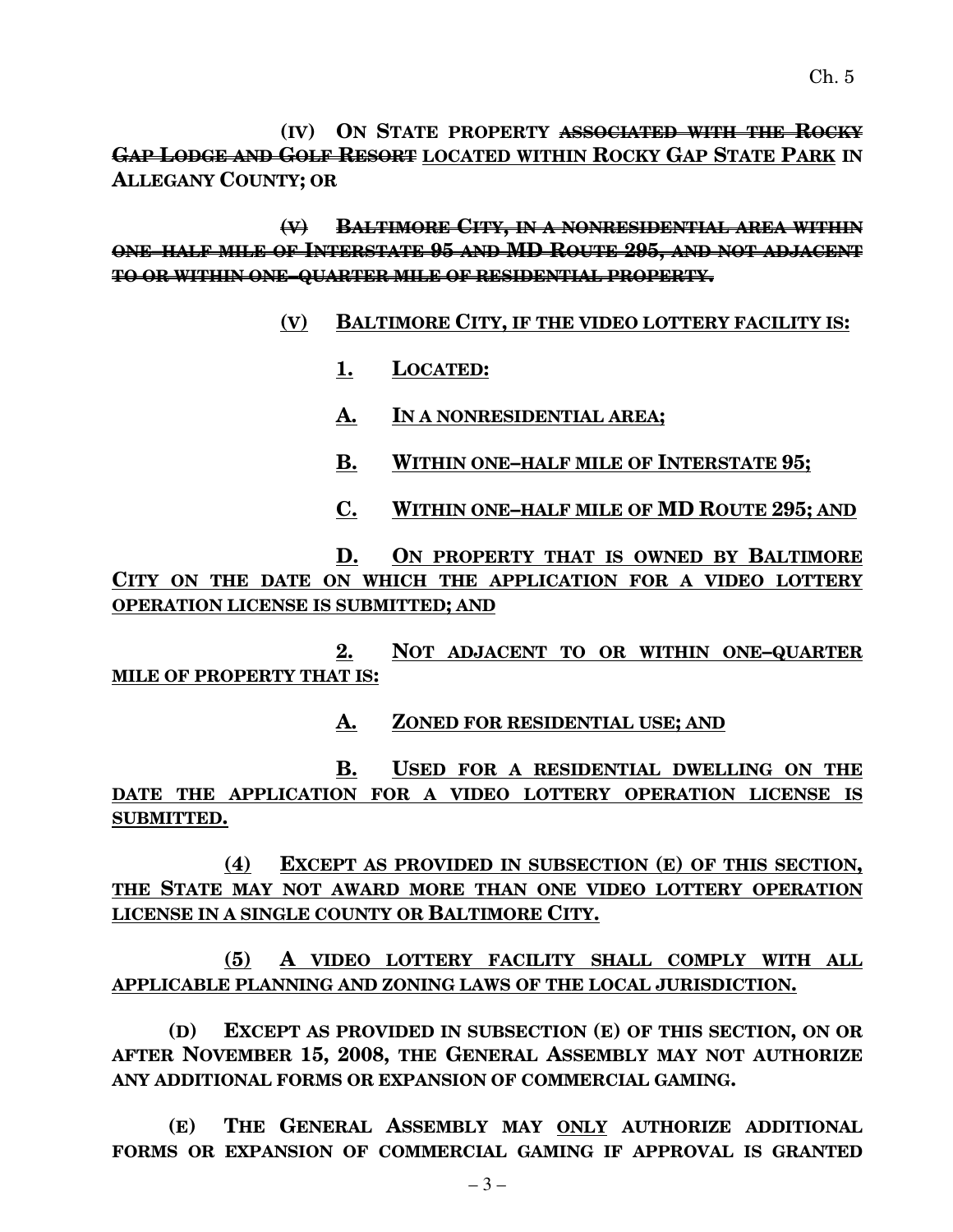(IV) ON STATE PROPERTY ~~ASSOCIATED WITH THE ROCKY GAP LODGE AND GOLF RESORT~~ LOCATED WITHIN ROCKY GAP STATE PARK IN ALLEGANY COUNTY; OR

~~(V) BALTIMORE CITY, IN A NONRESIDENTIAL AREA WITHIN ONE–HALF MILE OF INTERSTATE 95 AND MD ROUTE 295, AND NOT ADJACENT TO OR WITHIN ONE–QUARTER MILE OF RESIDENTIAL PROPERTY.~~

(V) BALTIMORE CITY, IF THE VIDEO LOTTERY FACILITY IS:

1. LOCATED:

A. IN A NONRESIDENTIAL AREA;

B. WITHIN ONE–HALF MILE OF INTERSTATE 95;

C. WITHIN ONE–HALF MILE OF MD ROUTE 295; AND

D. ON PROPERTY THAT IS OWNED BY BALTIMORE CITY ON THE DATE ON WHICH THE APPLICATION FOR A VIDEO LOTTERY OPERATION LICENSE IS SUBMITTED; AND

2. NOT ADJACENT TO OR WITHIN ONE–QUARTER MILE OF PROPERTY THAT IS:

A. ZONED FOR RESIDENTIAL USE; AND

B. USED FOR A RESIDENTIAL DWELLING ON THE DATE THE APPLICATION FOR A VIDEO LOTTERY OPERATION LICENSE IS SUBMITTED.

(4) EXCEPT AS PROVIDED IN SUBSECTION (E) OF THIS SECTION, THE STATE MAY NOT AWARD MORE THAN ONE VIDEO LOTTERY OPERATION LICENSE IN A SINGLE COUNTY OR BALTIMORE CITY.

(5) A VIDEO LOTTERY FACILITY SHALL COMPLY WITH ALL APPLICABLE PLANNING AND ZONING LAWS OF THE LOCAL JURISDICTION.

(D) EXCEPT AS PROVIDED IN SUBSECTION (E) OF THIS SECTION, ON OR AFTER NOVEMBER 15, 2008, THE GENERAL ASSEMBLY MAY NOT AUTHORIZE ANY ADDITIONAL FORMS OR EXPANSION OF COMMERCIAL GAMING.

(E) THE GENERAL ASSEMBLY MAY ONLY AUTHORIZE ADDITIONAL FORMS OR EXPANSION OF COMMERCIAL GAMING IF APPROVAL IS GRANTED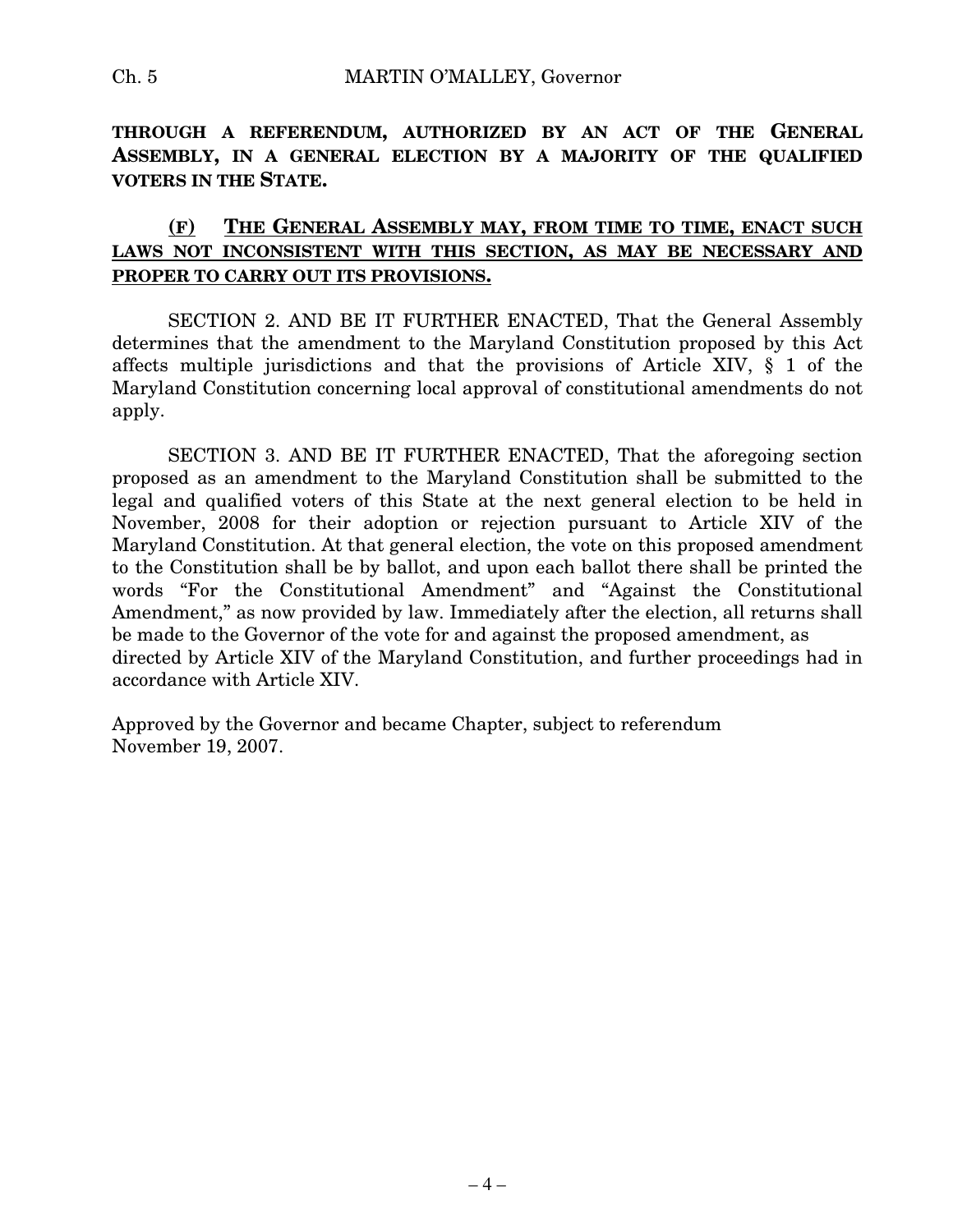**THROUGH A REFERENDUM, AUTHORIZED BY AN ACT OF THE GENERAL ASSEMBLY, IN A GENERAL ELECTION BY A MAJORITY OF THE QUALIFIED VOTERS IN THE STATE.**

**(F) THE GENERAL ASSEMBLY MAY, FROM TIME TO TIME, ENACT SUCH LAWS NOT INCONSISTENT WITH THIS SECTION, AS MAY BE NECESSARY AND PROPER TO CARRY OUT ITS PROVISIONS.**

SECTION 2. AND BE IT FURTHER ENACTED, That the General Assembly determines that the amendment to the Maryland Constitution proposed by this Act affects multiple jurisdictions and that the provisions of Article XIV, § 1 of the Maryland Constitution concerning local approval of constitutional amendments do not apply.

SECTION 3. AND BE IT FURTHER ENACTED, That the aforegoing section proposed as an amendment to the Maryland Constitution shall be submitted to the legal and qualified voters of this State at the next general election to be held in November, 2008 for their adoption or rejection pursuant to Article XIV of the Maryland Constitution. At that general election, the vote on this proposed amendment to the Constitution shall be by ballot, and upon each ballot there shall be printed the words "For the Constitutional Amendment" and "Against the Constitutional Amendment," as now provided by law. Immediately after the election, all returns shall be made to the Governor of the vote for and against the proposed amendment, as directed by Article XIV of the Maryland Constitution, and further proceedings had in accordance with Article XIV.

Approved by the Governor and became Chapter, subject to referendum November 19, 2007.